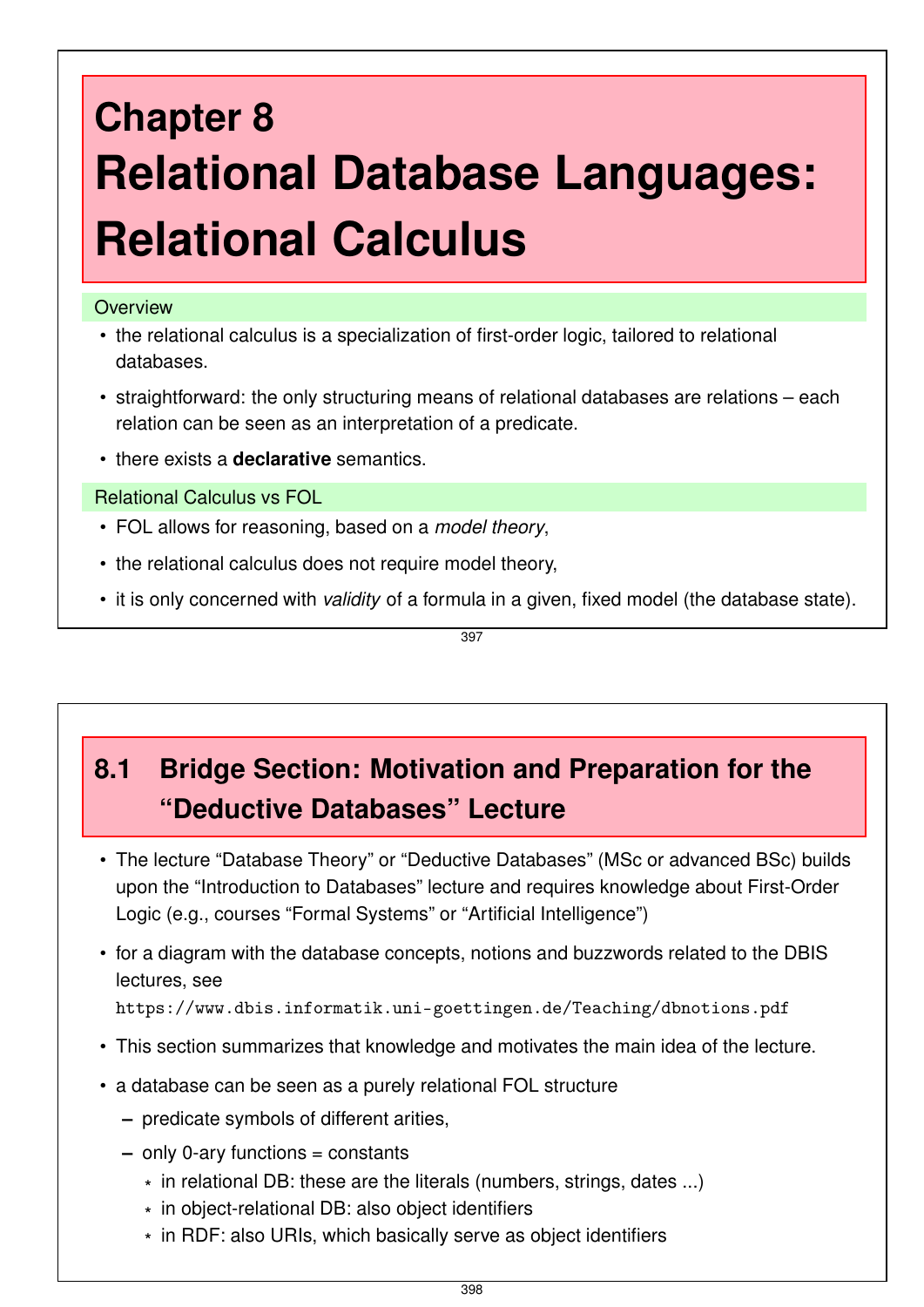# Chapter 8
# Relational Database Languages: Relational Calculus

## Overview

- the relational calculus is a specialization of first-order logic, tailored to relational databases.
- straightforward: the only structuring means of relational databases are relations – each relation can be seen as an interpretation of a predicate.
- there exists a **declarative** semantics.

## Relational Calculus vs FOL

- FOL allows for reasoning, based on a *model theory*,
- the relational calculus does not require model theory,
- it is only concerned with *validity* of a formula in a given, fixed model (the database state).

## 8.1 Bridge Section: Motivation and Preparation for the "Deductive Databases" Lecture

- The lecture "Database Theory" or "Deductive Databases" (MSc or advanced BSc) builds upon the "Introduction to Databases" lecture and requires knowledge about First-Order Logic (e.g., courses "Formal Systems" or "Artificial Intelligence")
- for a diagram with the database concepts, notions and buzzwords related to the DBIS lectures, see
  `https://www.dbis.informatik.uni-goettingen.de/Teaching/dbnotions.pdf`
- This section summarizes that knowledge and motivates the main idea of the lecture.
- a database can be seen as a purely relational FOL structure
  - predicate symbols of different arities,
  - only 0-ary functions = constants
    - in relational DB: these are the literals (numbers, strings, dates ...)
    - in object-relational DB: also object identifiers
    - in RDF: also URIs, which basically serve as object identifiers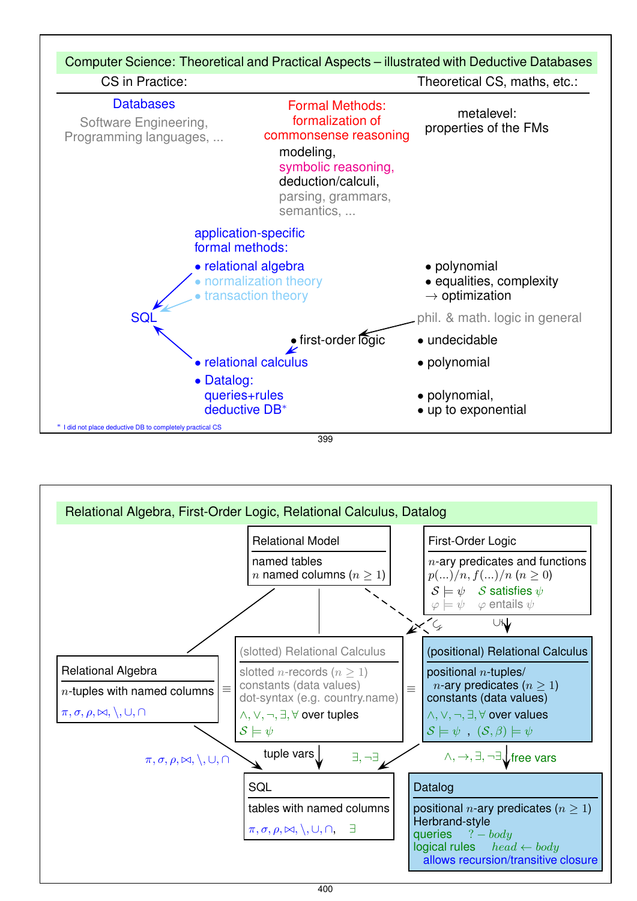## Computer Science: Theoretical and Practical Aspects – illustrated with Deductive Databases

CS in Practice: | Theoretical CS, maths, etc.:

Databases

Software Engineering, Programming languages, ...

Formal Methods: formalization of commonsense reasoning

modeling, symbolic reasoning, deduction/calculi, parsing, grammars, semantics, ...

metalevel: properties of the FMs

application-specific formal methods:

- relational algebra
- normalization theory
- transaction theory

SQL

- polynomial
- equalities, complexity → optimization

phil. & math. logic in general

- first-order logic
- undecidable
- relational calculus
- polynomial
- Datalog: queries+rules deductive DB*
- polynomial,
- up to exponential

\* I did not place deductive DB to completely practical CS

## Relational Algebra, First-Order Logic, Relational Calculus, Datalog

**Relational Model**
named tables
$n$ named columns ($n \geq 1$)

**First-Order Logic**
$n$-ary predicates and functions
$p(...)/n, f(...)/n$ ($n \geq 0$)
$\mathcal{S} \models \psi$ $\mathcal{S}$ satisfies $\psi$
$\varphi \models \psi$ $\varphi$ entails $\psi$

**Relational Algebra**
$n$-tuples with named columns
$\pi, \sigma, \rho, \bowtie, \setminus, \cup, \cap$

≡

**(slotted) Relational Calculus**
slotted $n$-records ($n \geq 1$)
constants (data values)
dot-syntax (e.g. country.name)
$\wedge, \vee, \neg, \exists, \forall$ over tuples
$\mathcal{S} \models \psi$

≡

**(positional) Relational Calculus**
positional $n$-tuples/ $n$-ary predicates ($n \geq 1$)
constants (data values)
$\wedge, \vee, \neg, \exists, \forall$ over values
$\mathcal{S} \models \psi$ , $(\mathcal{S}, \beta) \models \psi$

$\pi, \sigma, \rho, \bowtie, \setminus, \cup, \cap$ — tuple vars — $\exists, \neg\exists$ — $\wedge, \rightarrow, \exists, \neg\exists$ free vars

**SQL**
tables with named columns
$\pi, \sigma, \rho, \bowtie, \setminus, \cup, \cap,$ $\exists$

**Datalog**
positional $n$-ary predicates ($n \geq 1$)
Herbrand-style
queries $?- body$
logical rules $head \leftarrow body$
allows recursion/transitive closure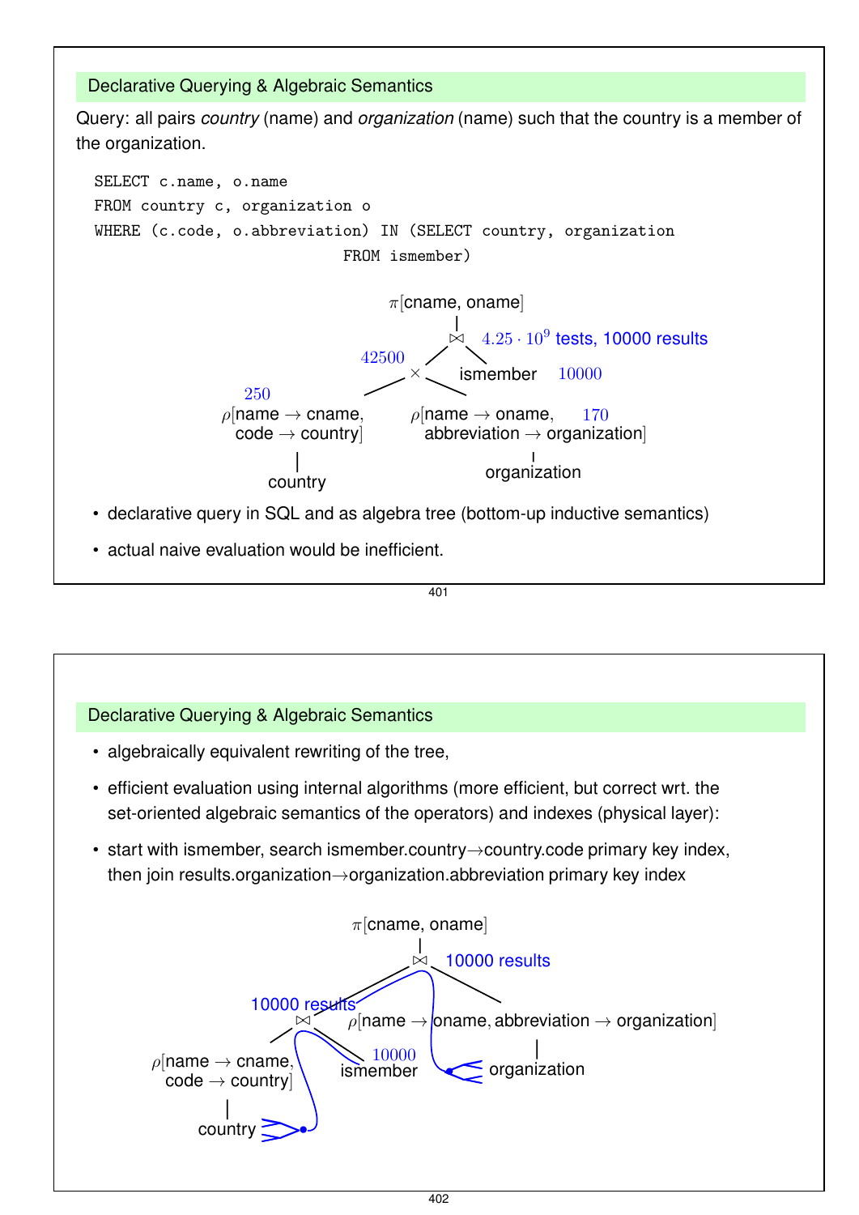## Declarative Querying & Algebraic Semantics

Query: all pairs *country* (name) and *organization* (name) such that the country is a member of the organization.

```
SELECT c.name, o.name
FROM country c, organization o
WHERE (c.code, o.abbreviation) IN (SELECT country, organization
                                   FROM ismember)
```

$\pi$[cname, oname]

$\bowtie$ $4.25 \cdot 10^9$ tests, 10000 results

- $\times$ (42500)
  - $\rho$[name $\rightarrow$ cname, code $\rightarrow$ country] (250)
    - country
  - $\rho$[name $\rightarrow$ oname, abbreviation $\rightarrow$ organization] (170)
    - organization
- ismember (10000)

- declarative query in SQL and as algebra tree (bottom-up inductive semantics)
- actual naive evaluation would be inefficient.

## Declarative Querying & Algebraic Semantics

- algebraically equivalent rewriting of the tree,
- efficient evaluation using internal algorithms (more efficient, but correct wrt. the set-oriented algebraic semantics of the operators) and indexes (physical layer):
- start with ismember, search ismember.country$\rightarrow$country.code primary key index, then join results.organization$\rightarrow$organization.abbreviation primary key index

$\pi$[cname, oname]

$\bowtie$ 10000 results

- $\bowtie$ 10000 results
  - $\rho$[name $\rightarrow$ cname, code $\rightarrow$ country]
    - country
  - ismember (10000)
- $\rho$[name $\rightarrow$ oname, abbreviation $\rightarrow$ organization]
  - organization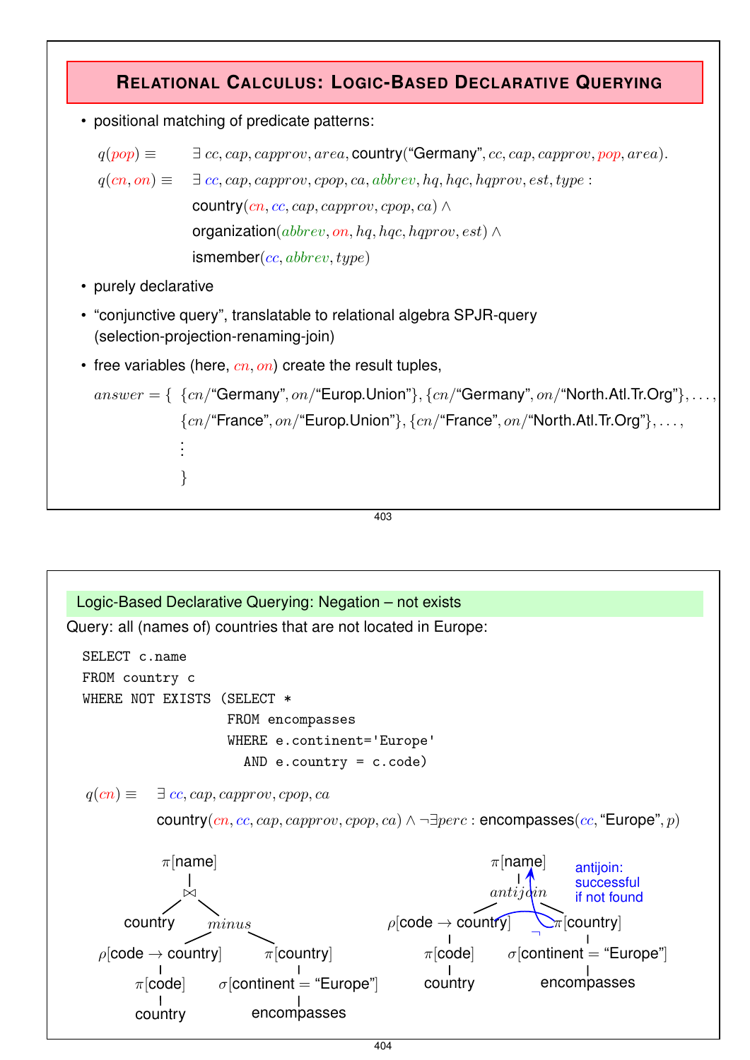## Relational Calculus: Logic-Based Declarative Querying

- positional matching of predicate patterns:

$$q(pop) \equiv \quad \exists\, cc, cap, capprov, area, \text{country}(\text{“Germany”}, cc, cap, capprov, pop, area).$$

$$\begin{aligned} q(cn, on) \equiv \quad & \exists\, cc, cap, capprov, cpop, ca, abbrev, hq, hqc, hqprov, est, type : \\ & \text{country}(cn, cc, cap, capprov, cpop, ca) \wedge \\ & \text{organization}(abbrev, on, hq, hqc, hqprov, est) \wedge \\ & \text{ismember}(cc, abbrev, type) \end{aligned}$$

- purely declarative
- “conjunctive query”, translatable to relational algebra SPJR-query (selection-projection-renaming-join)
- free variables (here, $cn, on$) create the result tuples,

$$\begin{aligned} answer = \{ \; & \{cn/\text{“Germany”}, on/\text{“Europ.Union”}\}, \{cn/\text{“Germany”}, on/\text{“North.Atl.Tr.Org”}\}, \ldots, \\ & \{cn/\text{“France”}, on/\text{“Europ.Union”}\}, \{cn/\text{“France”}, on/\text{“North.Atl.Tr.Org”}\}, \ldots, \\ & \vdots \\ & \} \end{aligned}$$

### Logic-Based Declarative Querying: Negation – not exists

Query: all (names of) countries that are not located in Europe:

```
SELECT c.name
FROM country c
WHERE NOT EXISTS (SELECT *
                  FROM encompasses
                  WHERE e.continent='Europe'
                    AND e.country = c.code)
```

$$\begin{aligned} q(cn) \equiv \quad & \exists\, cc, cap, capprov, cpop, ca \\ & \text{country}(cn, cc, cap, capprov, cpop, ca) \wedge \neg \exists perc : \text{encompasses}(cc, \text{“Europe”}, p) \end{aligned}$$

Left tree: $\pi$[name] over $\bowtie$ of country and *minus*; *minus* of $\rho$[code → country] ($\pi$[code] (country)) and $\pi$[country] ($\sigma$[continent = “Europe”] (encompasses)).

Right tree: $\pi$[name] over *antijoin* of $\rho$[code → country] ($\pi$[code] (country)) and $\pi$[country] ($\sigma$[continent = “Europe”] (encompasses)).

antijoin: successful if not found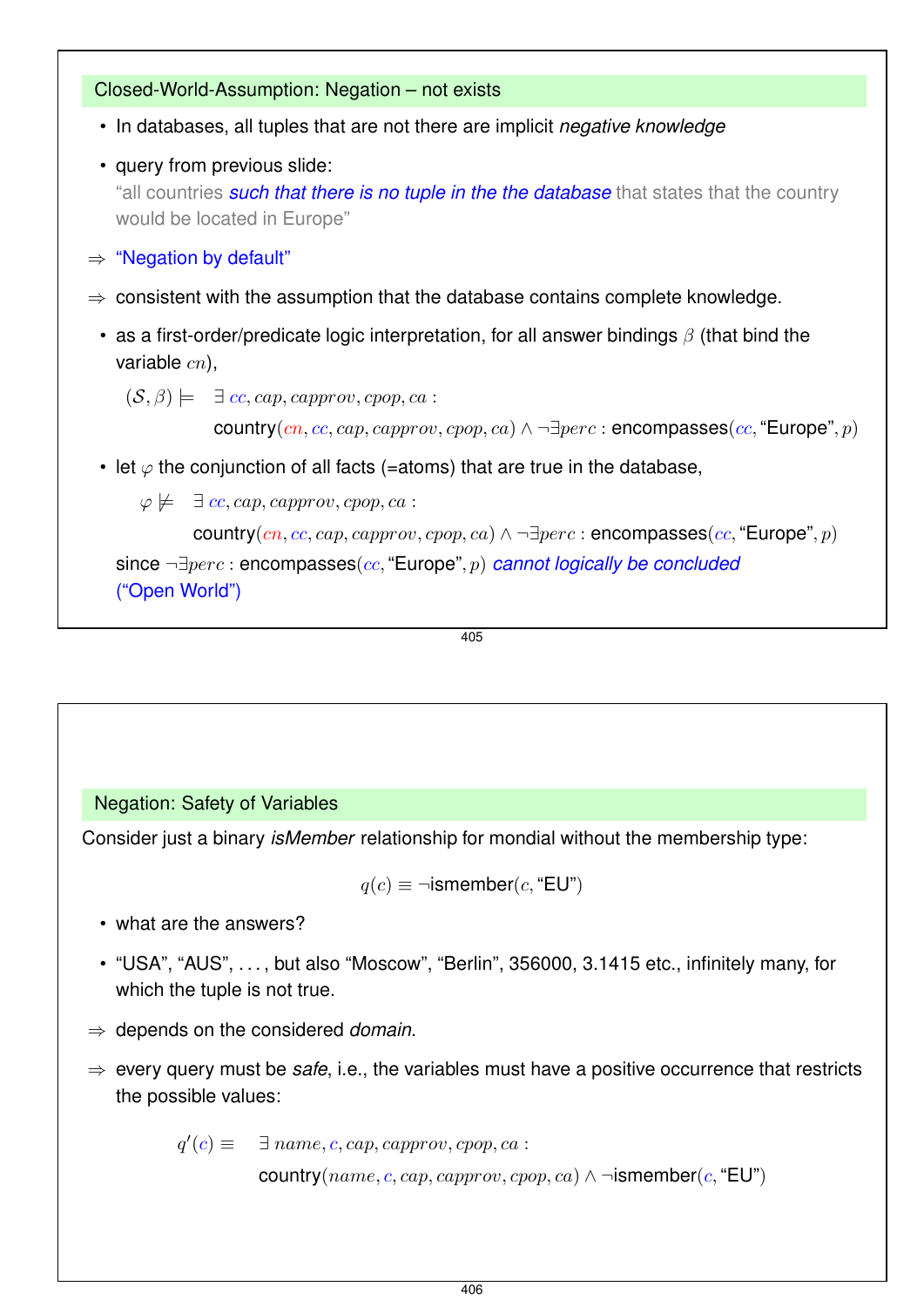## Closed-World-Assumption: Negation – not exists

- In databases, all tuples that are not there are implicit *negative knowledge*
- query from previous slide:
  "all countries *such that there is no tuple in the the database* that states that the country would be located in Europe"

⇒ "Negation by default"

⇒ consistent with the assumption that the database contains complete knowledge.

- as a first-order/predicate logic interpretation, for all answer bindings $\beta$ (that bind the variable $cn$),

$$(\mathcal{S}, \beta) \models \exists\, cc, cap, capprov, cpop, ca : \text{country}(cn, cc, cap, capprov, cpop, ca) \land \neg\exists perc : \text{encompasses}(cc, \text{“Europe”}, p)$$

- let $\varphi$ the conjunction of all facts (=atoms) that are true in the database,

$$\varphi \not\models \exists\, cc, cap, capprov, cpop, ca : \text{country}(cn, cc, cap, capprov, cpop, ca) \land \neg\exists perc : \text{encompasses}(cc, \text{“Europe”}, p)$$

  since $\neg\exists perc : \text{encompasses}(cc, \text{“Europe”}, p)$ *cannot logically be concluded ("Open World")*

## Negation: Safety of Variables

Consider just a binary *isMember* relationship for mondial without the membership type:

$$q(c) \equiv \neg\text{ismember}(c, \text{“EU”})$$

- what are the answers?
- "USA", "AUS", ..., but also "Moscow", "Berlin", 356000, 3.1415 etc., infinitely many, for which the tuple is not true.

⇒ depends on the considered *domain*.

⇒ every query must be *safe*, i.e., the variables must have a positive occurrence that restricts the possible values:

$$q'(c) \equiv \exists\, name, c, cap, capprov, cpop, ca : \text{country}(name, c, cap, capprov, cpop, ca) \land \neg\text{ismember}(c, \text{“EU”})$$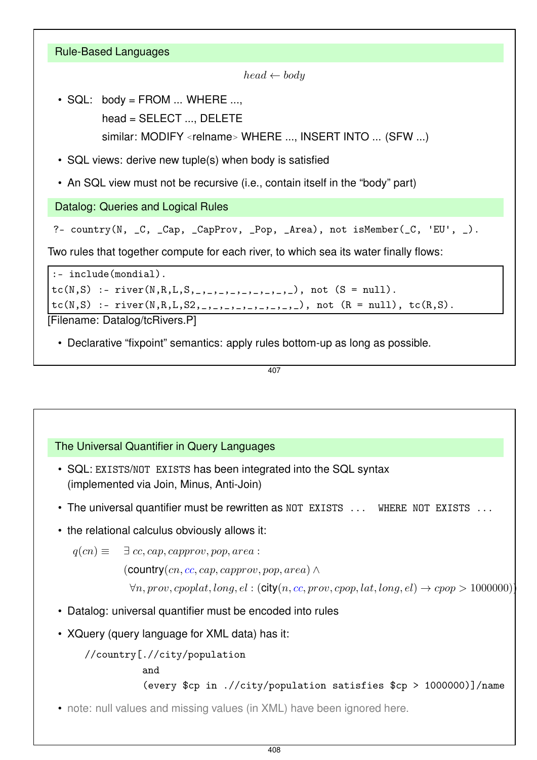## Rule-Based Languages

$$head \leftarrow body$$

- SQL: body = FROM ... WHERE ...,
  head = SELECT ..., DELETE
  similar: MODIFY <relname> WHERE ..., INSERT INTO ... (SFW ...)
- SQL views: derive new tuple(s) when body is satisfied
- An SQL view must not be recursive (i.e., contain itself in the "body" part)

## Datalog: Queries and Logical Rules

```
?- country(N, _C, _Cap, _CapProv, _Pop, _Area), not isMember(_C, 'EU', _).
```

Two rules that together compute for each river, to which sea its water finally flows:

```
:- include(mondial).
tc(N,S) :- river(N,R,L,S,_,_,_,_,_,_,_,_,_), not (S = null).
tc(N,S) :- river(N,R,L,S2,_,_,_,_,_,_,_,_,_), not (R = null), tc(R,S).
```

[Filename: Datalog/tcRivers.P]

- Declarative "fixpoint" semantics: apply rules bottom-up as long as possible.

## The Universal Quantifier in Query Languages

- SQL: `EXISTS`/`NOT EXISTS` has been integrated into the SQL syntax (implemented via Join, Minus, Anti-Join)
- The universal quantifier must be rewritten as `NOT EXISTS ... WHERE NOT EXISTS ...`
- the relational calculus obviously allows it:

$$
\begin{aligned}
q(cn) \equiv\ & \exists\, cc, cap, capprov, pop, area : \\
& (\text{country}(cn, cc, cap, capprov, pop, area) \wedge \\
& \quad \forall n, prov, cpoplat, long, el : (\text{city}(n, cc, prov, cpop, lat, long, el) \rightarrow cpop > 1000000))
\end{aligned}
$$

- Datalog: universal quantifier must be encoded into rules
- XQuery (query language for XML data) has it:

```
//country[.//city/population
          and
          (every $cp in .//city/population satisfies $cp > 1000000)]/name
```

- note: null values and missing values (in XML) have been ignored here.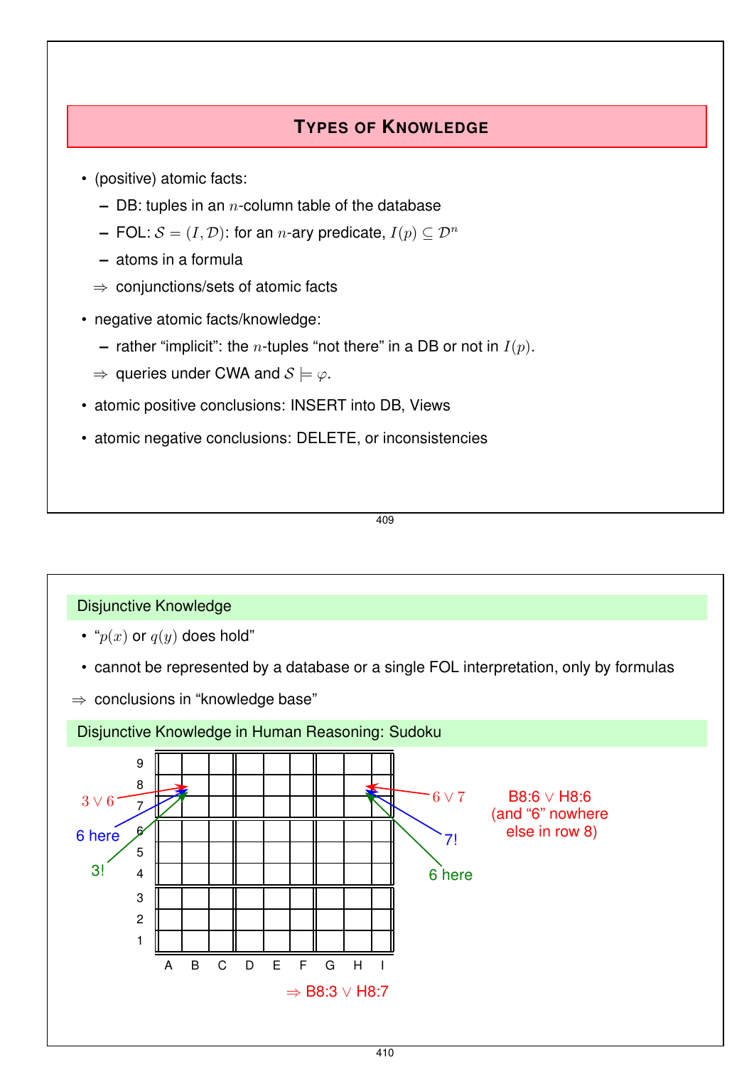## TYPES OF KNOWLEDGE

- (positive) atomic facts:
  - DB: tuples in an $n$-column table of the database
  - FOL: $\mathcal{S} = (I, \mathcal{D})$: for an $n$-ary predicate, $I(p) \subseteq \mathcal{D}^n$
  - atoms in a formula

  $\Rightarrow$ conjunctions/sets of atomic facts
- negative atomic facts/knowledge:
  - rather "implicit": the $n$-tuples "not there" in a DB or not in $I(p)$.

  $\Rightarrow$ queries under CWA and $\mathcal{S} \models \varphi$.
- atomic positive conclusions: INSERT into DB, Views
- atomic negative conclusions: DELETE, or inconsistencies

### Disjunctive Knowledge

- "$p(x)$ or $q(y)$ does hold"
- cannot be represented by a database or a single FOL interpretation, only by formulas

$\Rightarrow$ conclusions in "knowledge base"

### Disjunctive Knowledge in Human Reasoning: Sudoku

(Sudoku grid with columns A–I and rows 1–9. Annotations at B8: $3 \vee 6$, 6 here, 3!; at H8: $6 \vee 7$, 7!, 6 here.)

B8:6 $\vee$ H8:6 (and "6" nowhere else in row 8)

$\Rightarrow$ B8:3 $\vee$ H8:7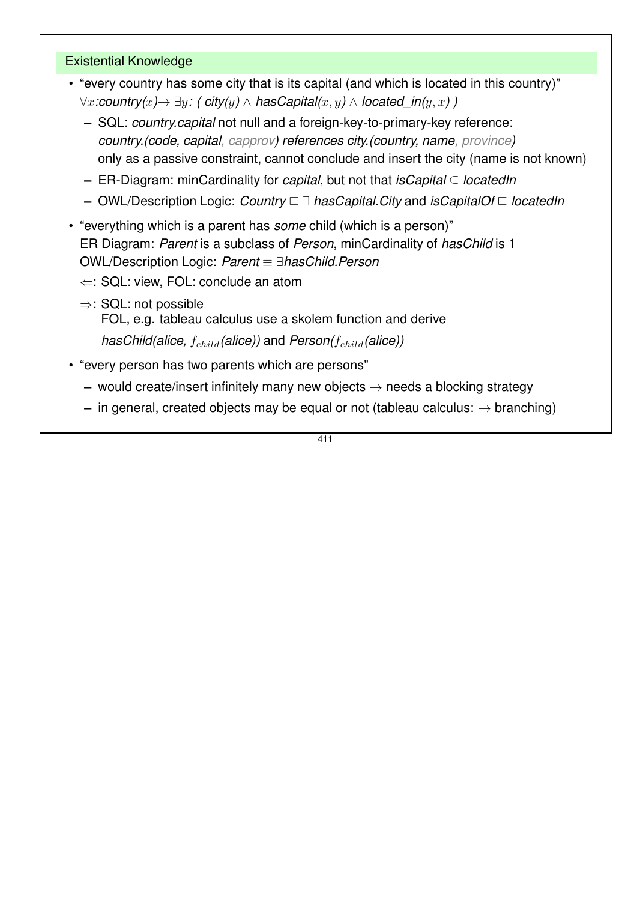## Existential Knowledge

- "every country has some city that is its capital (and which is located in this country)"
  $\forall x$:*country(x)*$\rightarrow \exists y$: ( *city(y)* $\wedge$ *hasCapital*$(x, y)$ $\wedge$ *located_in*$(y, x)$ )
  - SQL: *country.capital* not null and a foreign-key-to-primary-key reference:
    *country.(code, capital, capprov) references city.(country, name, province)*
    only as a passive constraint, cannot conclude and insert the city (name is not known)
  - ER-Diagram: minCardinality for *capital*, but not that *isCapital* $\subseteq$ *locatedIn*
  - OWL/Description Logic: *Country* $\sqsubseteq \exists$ *hasCapital.City* and *isCapitalOf* $\sqsubseteq$ *locatedIn*
- "everything which is a parent has *some* child (which is a person)"
  ER Diagram: *Parent* is a subclass of *Person*, minCardinality of *hasChild* is 1
  OWL/Description Logic: *Parent* $\equiv \exists$*hasChild.Person*
  - $\Leftarrow$: SQL: view, FOL: conclude an atom
  - $\Rightarrow$: SQL: not possible
    FOL, e.g. tableau calculus use a skolem function and derive
    *hasChild(alice,* $f_{child}$*(alice))* and *Person(*$f_{child}$*(alice))*
- "every person has two parents which are persons"
  - would create/insert infinitely many new objects $\rightarrow$ needs a blocking strategy
  - in general, created objects may be equal or not (tableau calculus: $\rightarrow$ branching)